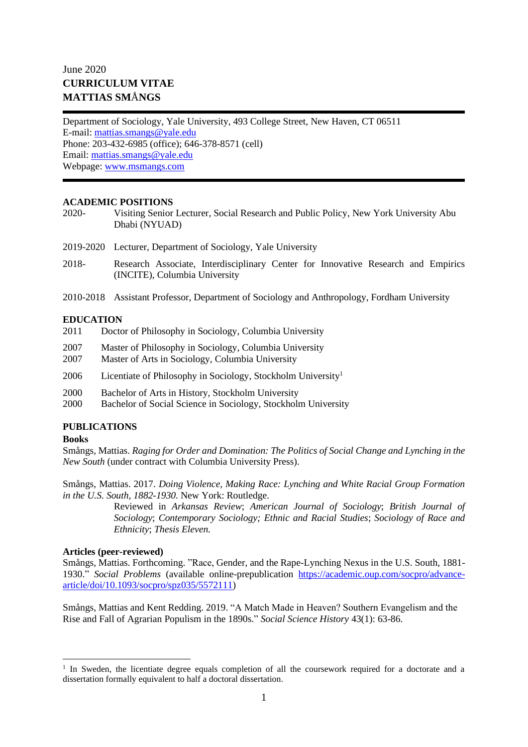June 2020

**CURRICULUM VITAE**

**MATTIAS SMÅNGS**

---

Department of Sociology, Yale University, 493 College Street, New Haven, CT 06511
E-mail: mattias.smangs@yale.edu
Phone: 203-432-6985 (office); 646-378-8571 (cell)
Email: mattias.smangs@yale.edu
Webpage: www.msmangs.com

---

## ACADEMIC POSITIONS

2020- Visiting Senior Lecturer, Social Research and Public Policy, New York University Abu Dhabi (NYUAD)

2019-2020 Lecturer, Department of Sociology, Yale University

2018- Research Associate, Interdisciplinary Center for Innovative Research and Empirics (INCITE), Columbia University

2010-2018 Assistant Professor, Department of Sociology and Anthropology, Fordham University

## EDUCATION

2011 Doctor of Philosophy in Sociology, Columbia University

2007 Master of Philosophy in Sociology, Columbia University
2007 Master of Arts in Sociology, Columbia University

2006 Licentiate of Philosophy in Sociology, Stockholm University[1]

2000 Bachelor of Arts in History, Stockholm University
2000 Bachelor of Social Science in Sociology, Stockholm University

## PUBLICATIONS

### Books

Smångs, Mattias. *Raging for Order and Domination: The Politics of Social Change and Lynching in the New South* (under contract with Columbia University Press).

Smångs, Mattias. 2017. *Doing Violence, Making Race: Lynching and White Racial Group Formation in the U.S. South, 1882-1930.* New York: Routledge.

Reviewed in *Arkansas Review*; *American Journal of Sociology*; *British Journal of Sociology*; *Contemporary Sociology; Ethnic and Racial Studies*; *Sociology of Race and Ethnicity*; *Thesis Eleven.*

### Articles (peer-reviewed)

Smångs, Mattias. Forthcoming. "Race, Gender, and the Rape-Lynching Nexus in the U.S. South, 1881-1930." *Social Problems* (available online-prepublication https://academic.oup.com/socpro/advance-article/doi/10.1093/socpro/spz035/5572111)

Smångs, Mattias and Kent Redding. 2019. "A Match Made in Heaven? Southern Evangelism and the Rise and Fall of Agrarian Populism in the 1890s." *Social Science History* 43(1): 63-86.

---

[1] In Sweden, the licentiate degree equals completion of all the coursework required for a doctorate and a dissertation formally equivalent to half a doctoral dissertation.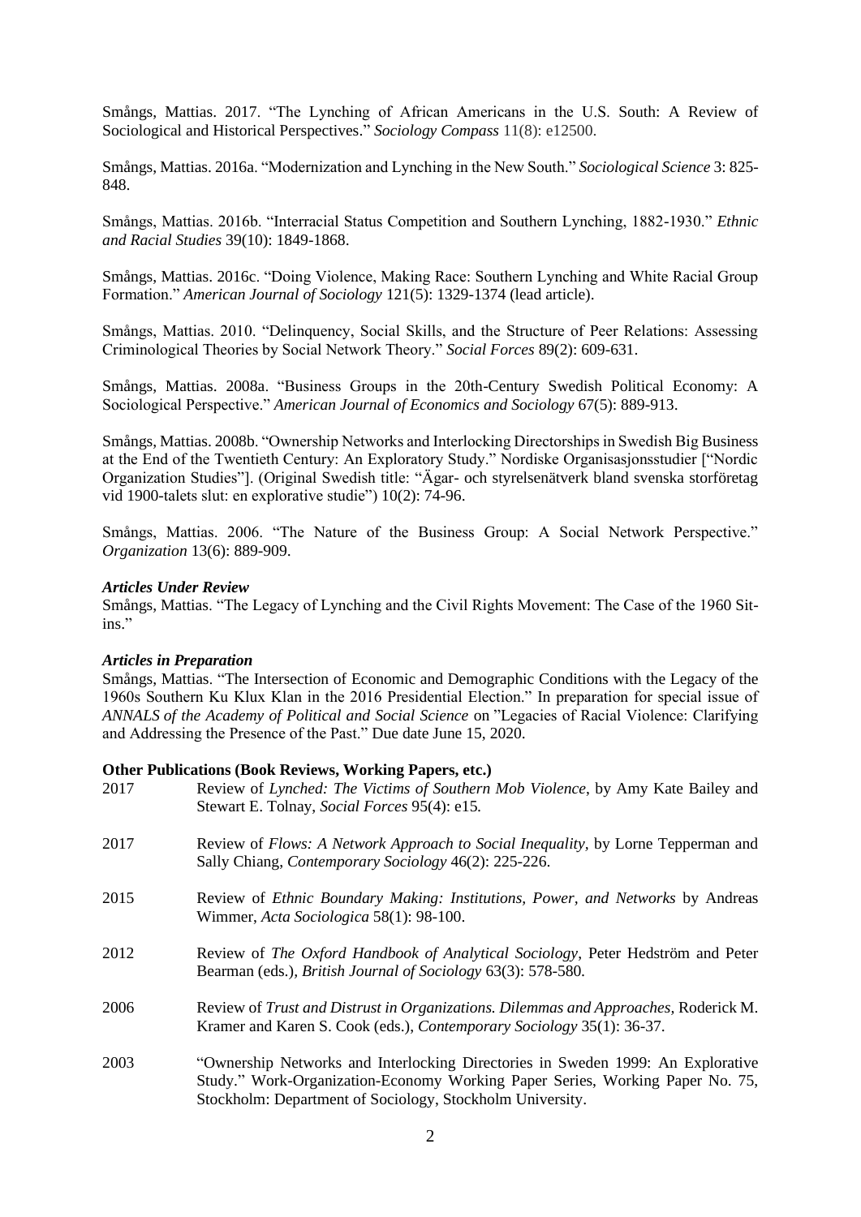Smångs, Mattias. 2017. "The Lynching of African Americans in the U.S. South: A Review of Sociological and Historical Perspectives." *Sociology Compass* 11(8): e12500.

Smångs, Mattias. 2016a. "Modernization and Lynching in the New South." *Sociological Science* 3: 825-848.

Smångs, Mattias. 2016b. "Interracial Status Competition and Southern Lynching, 1882-1930." *Ethnic and Racial Studies* 39(10): 1849-1868.

Smångs, Mattias. 2016c. "Doing Violence, Making Race: Southern Lynching and White Racial Group Formation." *American Journal of Sociology* 121(5): 1329-1374 (lead article).

Smångs, Mattias. 2010. "Delinquency, Social Skills, and the Structure of Peer Relations: Assessing Criminological Theories by Social Network Theory." *Social Forces* 89(2): 609-631.

Smångs, Mattias. 2008a. "Business Groups in the 20th-Century Swedish Political Economy: A Sociological Perspective." *American Journal of Economics and Sociology* 67(5): 889-913.

Smångs, Mattias. 2008b. "Ownership Networks and Interlocking Directorships in Swedish Big Business at the End of the Twentieth Century: An Exploratory Study." Nordiske Organisasjonsstudier ["Nordic Organization Studies"]. (Original Swedish title: "Ägar- och styrelsenätverk bland svenska storföretag vid 1900-talets slut: en explorative studie") 10(2): 74-96.

Smångs, Mattias. 2006. "The Nature of the Business Group: A Social Network Perspective." *Organization* 13(6): 889-909.

***Articles Under Review***

Smångs, Mattias. "The Legacy of Lynching and the Civil Rights Movement: The Case of the 1960 Sit-ins."

***Articles in Preparation***

Smångs, Mattias. "The Intersection of Economic and Demographic Conditions with the Legacy of the 1960s Southern Ku Klux Klan in the 2016 Presidential Election." In preparation for special issue of *ANNALS of the Academy of Political and Social Science* on "Legacies of Racial Violence: Clarifying and Addressing the Presence of the Past." Due date June 15, 2020.

**Other Publications (Book Reviews, Working Papers, etc.)**

2017 Review of *Lynched: The Victims of Southern Mob Violence*, by Amy Kate Bailey and Stewart E. Tolnay, *Social Forces* 95(4): e15.

2017 Review of *Flows: A Network Approach to Social Inequality*, by Lorne Tepperman and Sally Chiang, *Contemporary Sociology* 46(2): 225-226.

2015 Review of *Ethnic Boundary Making: Institutions, Power, and Networks* by Andreas Wimmer, *Acta Sociologica* 58(1): 98-100.

2012 Review of *The Oxford Handbook of Analytical Sociology*, Peter Hedström and Peter Bearman (eds.), *British Journal of Sociology* 63(3): 578-580.

2006 Review of *Trust and Distrust in Organizations. Dilemmas and Approaches,* Roderick M. Kramer and Karen S. Cook (eds.), *Contemporary Sociology* 35(1): 36-37.

2003 "Ownership Networks and Interlocking Directories in Sweden 1999: An Explorative Study." Work-Organization-Economy Working Paper Series, Working Paper No. 75, Stockholm: Department of Sociology, Stockholm University.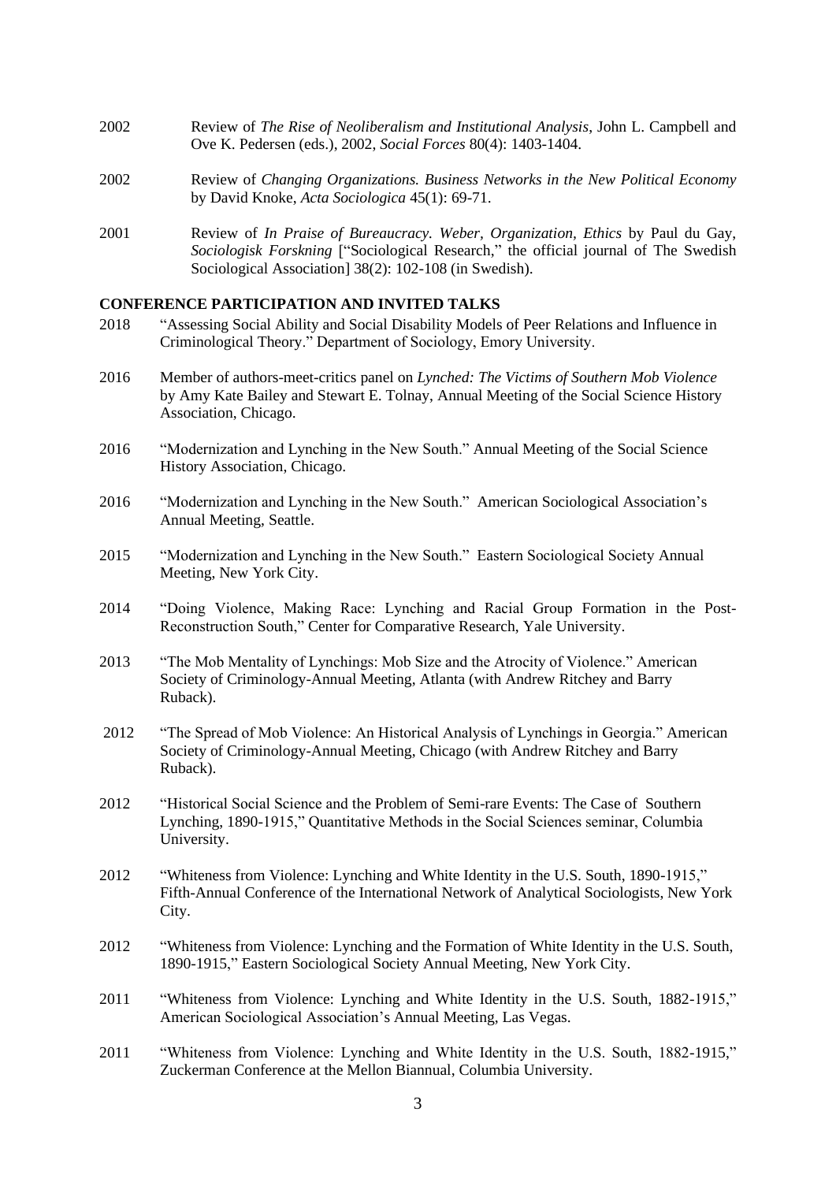2002 Review of *The Rise of Neoliberalism and Institutional Analysis*, John L. Campbell and Ove K. Pedersen (eds.), 2002, *Social Forces* 80(4): 1403-1404.

2002 Review of *Changing Organizations. Business Networks in the New Political Economy* by David Knoke, *Acta Sociologica* 45(1): 69-71.

2001 Review of *In Praise of Bureaucracy. Weber, Organization, Ethics* by Paul du Gay, *Sociologisk Forskning* ["Sociological Research," the official journal of The Swedish Sociological Association] 38(2): 102-108 (in Swedish).

**CONFERENCE PARTICIPATION AND INVITED TALKS**

2018 "Assessing Social Ability and Social Disability Models of Peer Relations and Influence in Criminological Theory." Department of Sociology, Emory University.

2016 Member of authors-meet-critics panel on *Lynched: The Victims of Southern Mob Violence* by Amy Kate Bailey and Stewart E. Tolnay, Annual Meeting of the Social Science History Association, Chicago.

2016 "Modernization and Lynching in the New South." Annual Meeting of the Social Science History Association, Chicago.

2016 "Modernization and Lynching in the New South." American Sociological Association's Annual Meeting, Seattle.

2015 "Modernization and Lynching in the New South." Eastern Sociological Society Annual Meeting, New York City.

2014 "Doing Violence, Making Race: Lynching and Racial Group Formation in the Post-Reconstruction South," Center for Comparative Research, Yale University.

2013 "The Mob Mentality of Lynchings: Mob Size and the Atrocity of Violence." American Society of Criminology-Annual Meeting, Atlanta (with Andrew Ritchey and Barry Ruback).

2012 "The Spread of Mob Violence: An Historical Analysis of Lynchings in Georgia." American Society of Criminology-Annual Meeting, Chicago (with Andrew Ritchey and Barry Ruback).

2012 "Historical Social Science and the Problem of Semi-rare Events: The Case of Southern Lynching, 1890-1915," Quantitative Methods in the Social Sciences seminar, Columbia University.

2012 "Whiteness from Violence: Lynching and White Identity in the U.S. South, 1890-1915," Fifth-Annual Conference of the International Network of Analytical Sociologists, New York City.

2012 "Whiteness from Violence: Lynching and the Formation of White Identity in the U.S. South, 1890-1915," Eastern Sociological Society Annual Meeting, New York City.

2011 "Whiteness from Violence: Lynching and White Identity in the U.S. South, 1882-1915," American Sociological Association's Annual Meeting, Las Vegas.

2011 "Whiteness from Violence: Lynching and White Identity in the U.S. South, 1882-1915," Zuckerman Conference at the Mellon Biannual, Columbia University.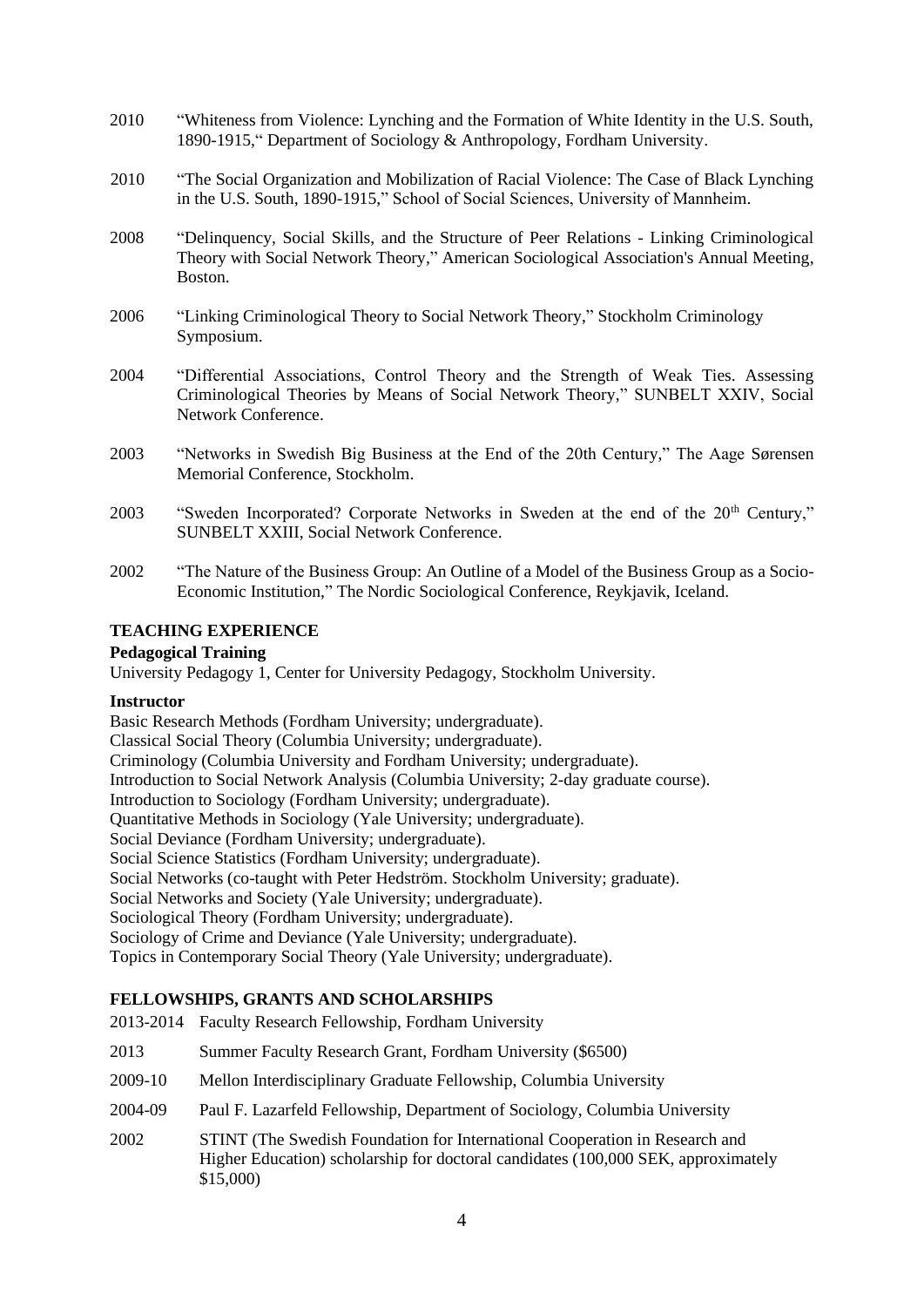2010 "Whiteness from Violence: Lynching and the Formation of White Identity in the U.S. South, 1890-1915," Department of Sociology & Anthropology, Fordham University.

2010 "The Social Organization and Mobilization of Racial Violence: The Case of Black Lynching in the U.S. South, 1890-1915," School of Social Sciences, University of Mannheim.

2008 "Delinquency, Social Skills, and the Structure of Peer Relations - Linking Criminological Theory with Social Network Theory," American Sociological Association's Annual Meeting, Boston.

2006 "Linking Criminological Theory to Social Network Theory," Stockholm Criminology Symposium.

2004 "Differential Associations, Control Theory and the Strength of Weak Ties. Assessing Criminological Theories by Means of Social Network Theory," SUNBELT XXIV, Social Network Conference.

2003 "Networks in Swedish Big Business at the End of the 20th Century," The Aage Sørensen Memorial Conference, Stockholm.

2003 "Sweden Incorporated? Corporate Networks in Sweden at the end of the 20th Century," SUNBELT XXIII, Social Network Conference.

2002 "The Nature of the Business Group: An Outline of a Model of the Business Group as a Socio-Economic Institution," The Nordic Sociological Conference, Reykjavik, Iceland.

## TEACHING EXPERIENCE

**Pedagogical Training**

University Pedagogy 1, Center for University Pedagogy, Stockholm University.

**Instructor**

Basic Research Methods (Fordham University; undergraduate).
Classical Social Theory (Columbia University; undergraduate).
Criminology (Columbia University and Fordham University; undergraduate).
Introduction to Social Network Analysis (Columbia University; 2-day graduate course).
Introduction to Sociology (Fordham University; undergraduate).
Quantitative Methods in Sociology (Yale University; undergraduate).
Social Deviance (Fordham University; undergraduate).
Social Science Statistics (Fordham University; undergraduate).
Social Networks (co-taught with Peter Hedström. Stockholm University; graduate).
Social Networks and Society (Yale University; undergraduate).
Sociological Theory (Fordham University; undergraduate).
Sociology of Crime and Deviance (Yale University; undergraduate).
Topics in Contemporary Social Theory (Yale University; undergraduate).

## FELLOWSHIPS, GRANTS AND SCHOLARSHIPS

2013-2014 Faculty Research Fellowship, Fordham University

2013 Summer Faculty Research Grant, Fordham University ($6500)

2009-10 Mellon Interdisciplinary Graduate Fellowship, Columbia University

2004-09 Paul F. Lazarfeld Fellowship, Department of Sociology, Columbia University

2002 STINT (The Swedish Foundation for International Cooperation in Research and Higher Education) scholarship for doctoral candidates (100,000 SEK, approximately $15,000)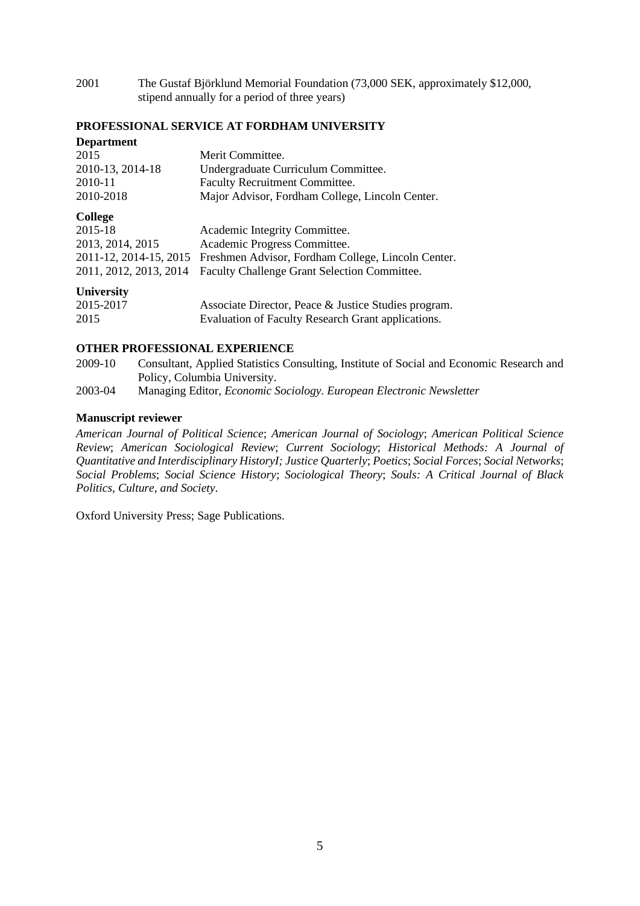2001 The Gustaf Björklund Memorial Foundation (73,000 SEK, approximately $12,000, stipend annually for a period of three years)

## PROFESSIONAL SERVICE AT FORDHAM UNIVERSITY

### Department

| | |
|---|---|
| 2015 | Merit Committee. |
| 2010-13, 2014-18 | Undergraduate Curriculum Committee. |
| 2010-11 | Faculty Recruitment Committee. |
| 2010-2018 | Major Advisor, Fordham College, Lincoln Center. |

### College

| | |
|---|---|
| 2015-18 | Academic Integrity Committee. |
| 2013, 2014, 2015 | Academic Progress Committee. |
| 2011-12, 2014-15, 2015 | Freshmen Advisor, Fordham College, Lincoln Center. |
| 2011, 2012, 2013, 2014 | Faculty Challenge Grant Selection Committee. |

### University

| | |
|---|---|
| 2015-2017 | Associate Director, Peace & Justice Studies program. |
| 2015 | Evaluation of Faculty Research Grant applications. |

## OTHER PROFESSIONAL EXPERIENCE

2009-10 Consultant, Applied Statistics Consulting, Institute of Social and Economic Research and Policy, Columbia University.

2003-04 Managing Editor, *Economic Sociology. European Electronic Newsletter*

### Manuscript reviewer

*American Journal of Political Science*; *American Journal of Sociology*; *American Political Science Review*; *American Sociological Review*; *Current Sociology*; *Historical Methods: A Journal of Quantitative and Interdisciplinary HistoryI; Justice Quarterly*; *Poetics*; *Social Forces*; *Social Networks*; *Social Problems*; *Social Science History*; *Sociological Theory*; *Souls: A Critical Journal of Black Politics, Culture, and Society*.

Oxford University Press; Sage Publications.